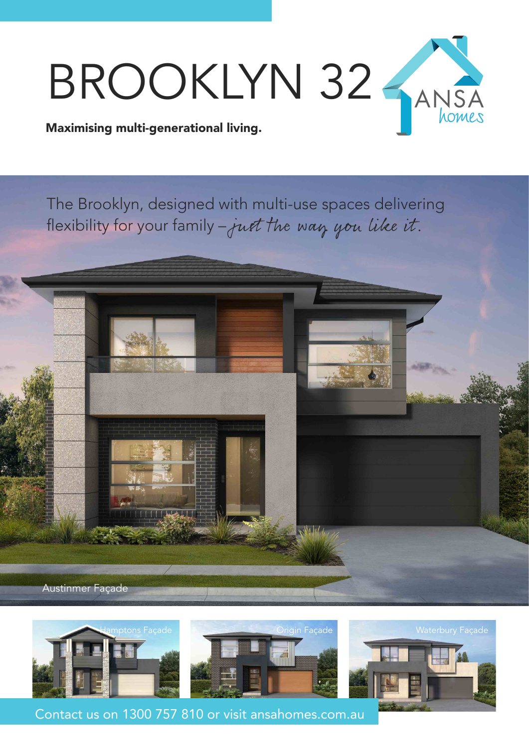# BROOKLYN 32

ANSA homes

**Maximising multi-generational living.**

The Brooklyn, designed with multi-use spaces delivering flexibility for your family – *just the way you like it*.

Austinmer Façade

Hamptons Façade

Origin Façade

Waterbury Façade

Contact us on 1300 757 810 or visit ansahomes.com.au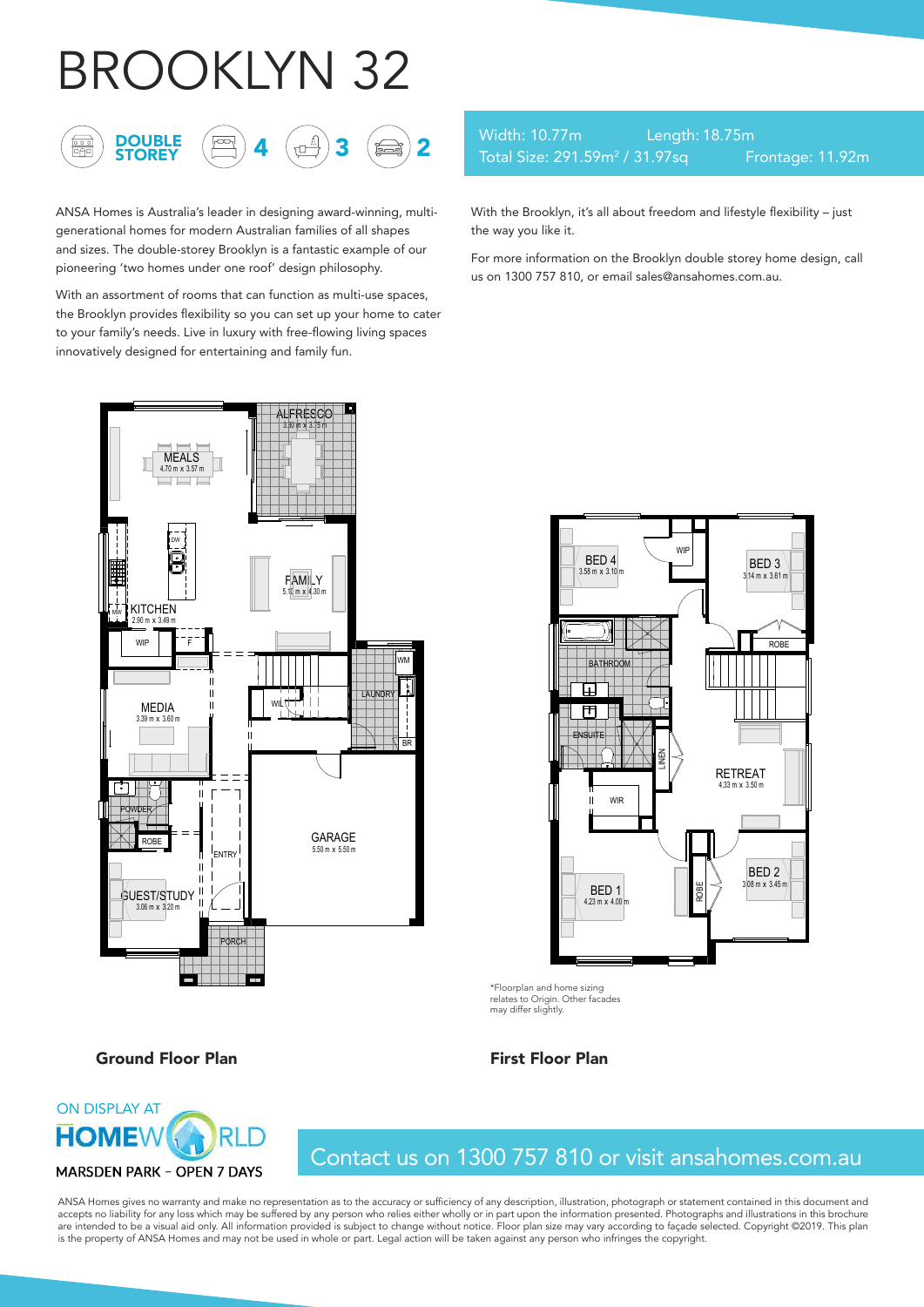# BROOKLYN 32

DOUBLE STOREY 4 3 2

Width: 10.77m Length: 18.75m
Total Size: 291.59m² / 31.97sq Frontage: 11.92m

ANSA Homes is Australia's leader in designing award-winning, multi-generational homes for modern Australian families of all shapes and sizes. The double-storey Brooklyn is a fantastic example of our pioneering 'two homes under one roof' design philosophy.

With an assortment of rooms that can function as multi-use spaces, the Brooklyn provides flexibility so you can set up your home to cater to your family's needs. Live in luxury with free-flowing living spaces innovatively designed for entertaining and family fun.

With the Brooklyn, it's all about freedom and lifestyle flexibility – just the way you like it.

For more information on the Brooklyn double storey home design, call us on 1300 757 810, or email sales@ansahomes.com.au.

ALFRESCO
3.90 m x 3.75 m

MEALS
4.70 m x 3.57 m

FAMILY
5.10 m x 4.30 m

KITCHEN
2.90 m x 3.49 m

WIP

MEDIA
3.39 m x 3.60 m

LAUNDRY

GARAGE
5.50 m x 5.50 m

POWDER

ROBE

ENTRY

GUEST/STUDY
3.06 m x 3.20 m

PORCH

**Ground Floor Plan**

BED 4
3.58 m x 3.10 m

WIP

BED 3
3.14 m x 3.61 m

ROBE

BATHROOM

ENSUITE

LINEN

RETREAT
4.33 m x 3.50 m

WIR

BED 1
4.23 m x 4.00 m

ROBE

BED 2
3.08 m x 3.45 m

*Floorplan and home sizing relates to Origin. Other facades may differ slightly.

**First Floor Plan**

ON DISPLAY AT HOMEWORLD
MARSDEN PARK – OPEN 7 DAYS

Contact us on 1300 757 810 or visit ansahomes.com.au

ANSA Homes gives no warranty and make no representation as to the accuracy or sufficiency of any description, illustration, photograph or statement contained in this document and accepts no liability for any loss which may be suffered by any person who relies either wholly or in part upon the information presented. Photographs and illustrations in this brochure are intended to be a visual aid only. All information provided is subject to change without notice. Floor plan size may vary according to façade selected. Copyright ©2019. This plan is the property of ANSA Homes and may not be used in whole or part. Legal action will be taken against any person who infringes the copyright.